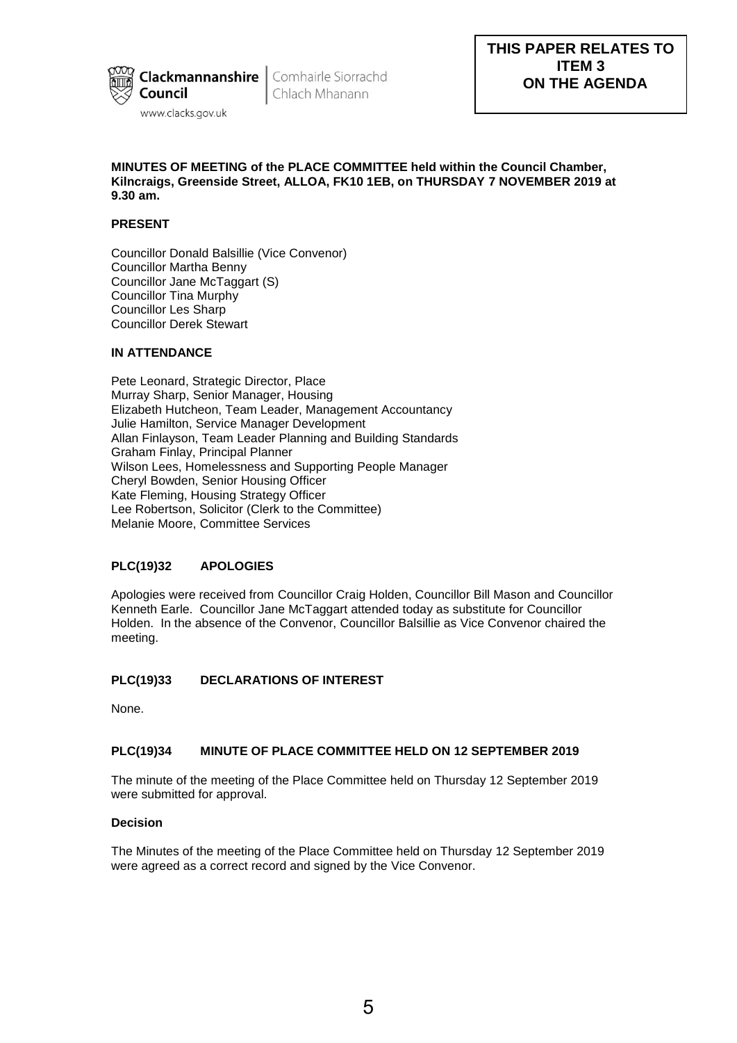Clackmannanshire Council | Comhairle Siorrachd Chlach Mhanann

www.clacks.gov.uk

**THIS PAPER RELATES TO ITEM 3 ON THE AGENDA**

**MINUTES OF MEETING of the PLACE COMMITTEE held within the Council Chamber, Kilncraigs, Greenside Street, ALLOA, FK10 1EB, on THURSDAY 7 NOVEMBER 2019 at 9.30 am.**

**PRESENT**

Councillor Donald Balsillie (Vice Convenor)
Councillor Martha Benny
Councillor Jane McTaggart (S)
Councillor Tina Murphy
Councillor Les Sharp
Councillor Derek Stewart

**IN ATTENDANCE**

Pete Leonard, Strategic Director, Place
Murray Sharp, Senior Manager, Housing
Elizabeth Hutcheon, Team Leader, Management Accountancy
Julie Hamilton, Service Manager Development
Allan Finlayson, Team Leader Planning and Building Standards
Graham Finlay, Principal Planner
Wilson Lees, Homelessness and Supporting People Manager
Cheryl Bowden, Senior Housing Officer
Kate Fleming, Housing Strategy Officer
Lee Robertson, Solicitor (Clerk to the Committee)
Melanie Moore, Committee Services

**PLC(19)32 APOLOGIES**

Apologies were received from Councillor Craig Holden, Councillor Bill Mason and Councillor Kenneth Earle. Councillor Jane McTaggart attended today as substitute for Councillor Holden. In the absence of the Convenor, Councillor Balsillie as Vice Convenor chaired the meeting.

**PLC(19)33 DECLARATIONS OF INTEREST**

None.

**PLC(19)34 MINUTE OF PLACE COMMITTEE HELD ON 12 SEPTEMBER 2019**

The minute of the meeting of the Place Committee held on Thursday 12 September 2019 were submitted for approval.

**Decision**

The Minutes of the meeting of the Place Committee held on Thursday 12 September 2019 were agreed as a correct record and signed by the Vice Convenor.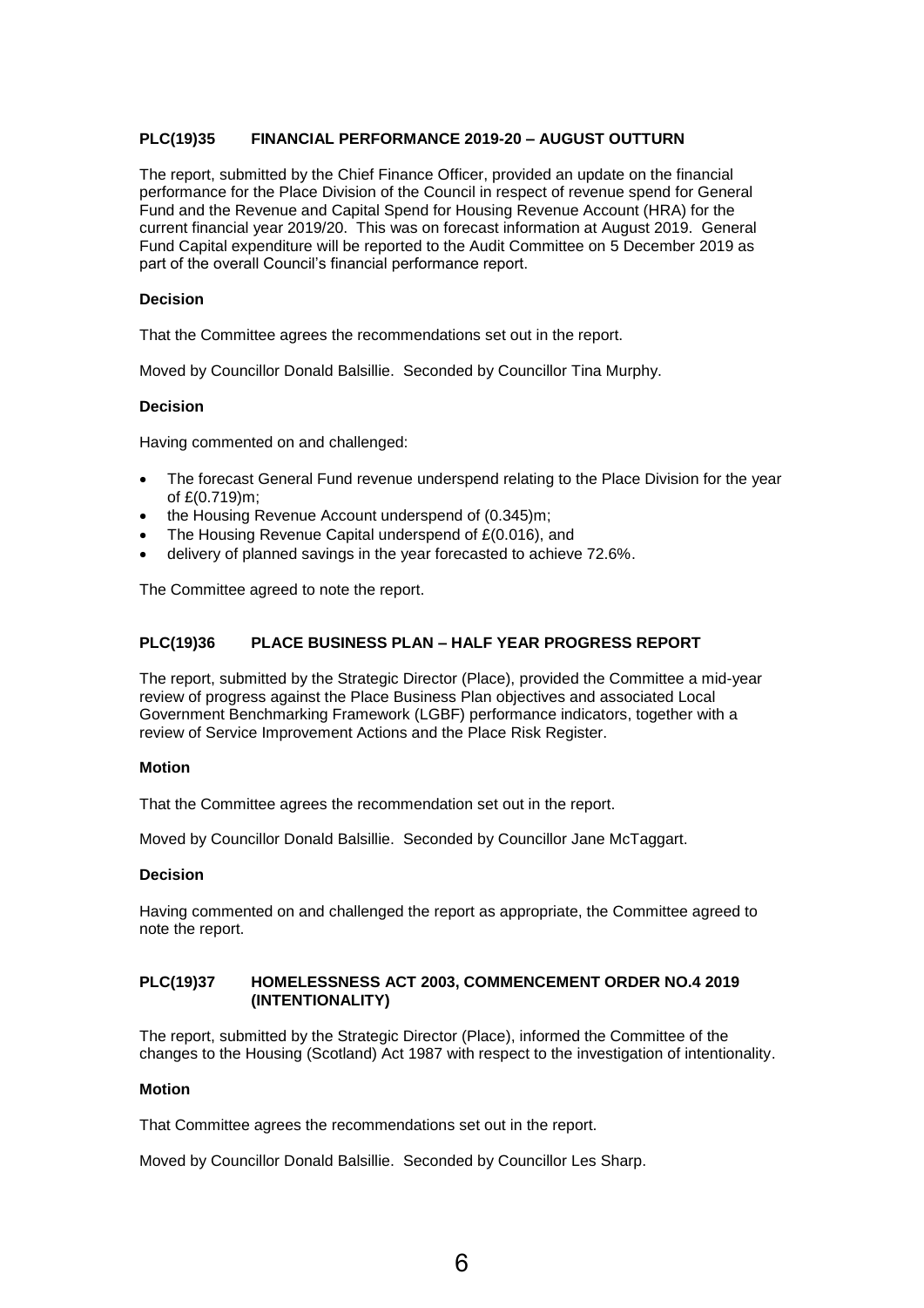### PLC(19)35 FINANCIAL PERFORMANCE 2019-20 – AUGUST OUTTURN

The report, submitted by the Chief Finance Officer, provided an update on the financial performance for the Place Division of the Council in respect of revenue spend for General Fund and the Revenue and Capital Spend for Housing Revenue Account (HRA) for the current financial year 2019/20. This was on forecast information at August 2019. General Fund Capital expenditure will be reported to the Audit Committee on 5 December 2019 as part of the overall Council's financial performance report.

**Decision**

That the Committee agrees the recommendations set out in the report.

Moved by Councillor Donald Balsillie. Seconded by Councillor Tina Murphy.

**Decision**

Having commented on and challenged:

- The forecast General Fund revenue underspend relating to the Place Division for the year of £(0.719)m;
- the Housing Revenue Account underspend of (0.345)m;
- The Housing Revenue Capital underspend of £(0.016), and
- delivery of planned savings in the year forecasted to achieve 72.6%.

The Committee agreed to note the report.

### PLC(19)36 PLACE BUSINESS PLAN – HALF YEAR PROGRESS REPORT

The report, submitted by the Strategic Director (Place), provided the Committee a mid-year review of progress against the Place Business Plan objectives and associated Local Government Benchmarking Framework (LGBF) performance indicators, together with a review of Service Improvement Actions and the Place Risk Register.

**Motion**

That the Committee agrees the recommendation set out in the report.

Moved by Councillor Donald Balsillie. Seconded by Councillor Jane McTaggart.

**Decision**

Having commented on and challenged the report as appropriate, the Committee agreed to note the report.

### PLC(19)37 HOMELESSNESS ACT 2003, COMMENCEMENT ORDER NO.4 2019 (INTENTIONALITY)

The report, submitted by the Strategic Director (Place), informed the Committee of the changes to the Housing (Scotland) Act 1987 with respect to the investigation of intentionality.

**Motion**

That Committee agrees the recommendations set out in the report.

Moved by Councillor Donald Balsillie. Seconded by Councillor Les Sharp.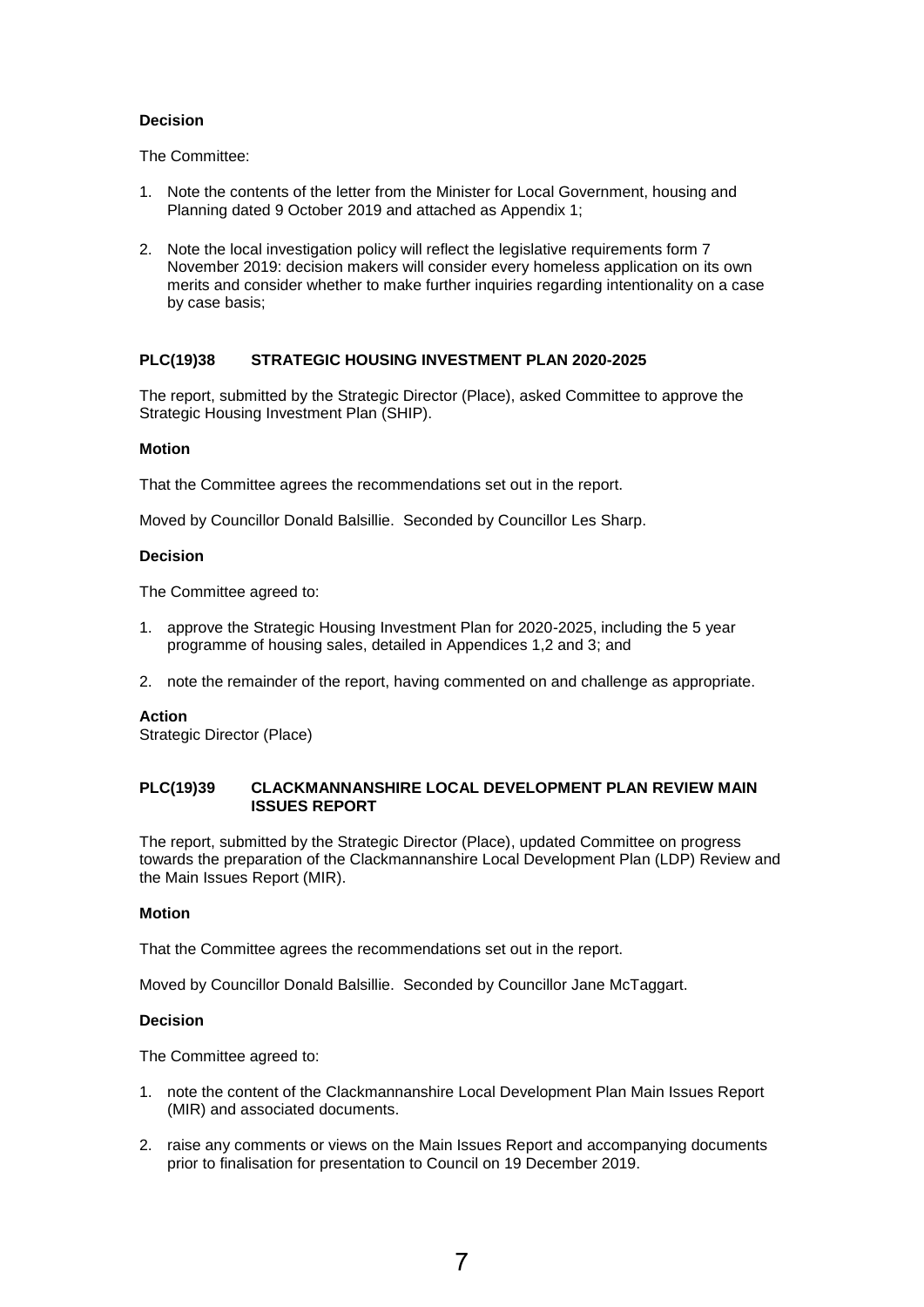**Decision**

The Committee:

1. Note the contents of the letter from the Minister for Local Government, housing and Planning dated 9 October 2019 and attached as Appendix 1;

2. Note the local investigation policy will reflect the legislative requirements form 7 November 2019: decision makers will consider every homeless application on its own merits and consider whether to make further inquiries regarding intentionality on a case by case basis;

**PLC(19)38 STRATEGIC HOUSING INVESTMENT PLAN 2020-2025**

The report, submitted by the Strategic Director (Place), asked Committee to approve the Strategic Housing Investment Plan (SHIP).

**Motion**

That the Committee agrees the recommendations set out in the report.

Moved by Councillor Donald Balsillie. Seconded by Councillor Les Sharp.

**Decision**

The Committee agreed to:

1. approve the Strategic Housing Investment Plan for 2020-2025, including the 5 year programme of housing sales, detailed in Appendices 1,2 and 3; and

2. note the remainder of the report, having commented on and challenge as appropriate.

**Action**
Strategic Director (Place)

**PLC(19)39 CLACKMANNANSHIRE LOCAL DEVELOPMENT PLAN REVIEW MAIN ISSUES REPORT**

The report, submitted by the Strategic Director (Place), updated Committee on progress towards the preparation of the Clackmannanshire Local Development Plan (LDP) Review and the Main Issues Report (MIR).

**Motion**

That the Committee agrees the recommendations set out in the report.

Moved by Councillor Donald Balsillie. Seconded by Councillor Jane McTaggart.

**Decision**

The Committee agreed to:

1. note the content of the Clackmannanshire Local Development Plan Main Issues Report (MIR) and associated documents.

2. raise any comments or views on the Main Issues Report and accompanying documents prior to finalisation for presentation to Council on 19 December 2019.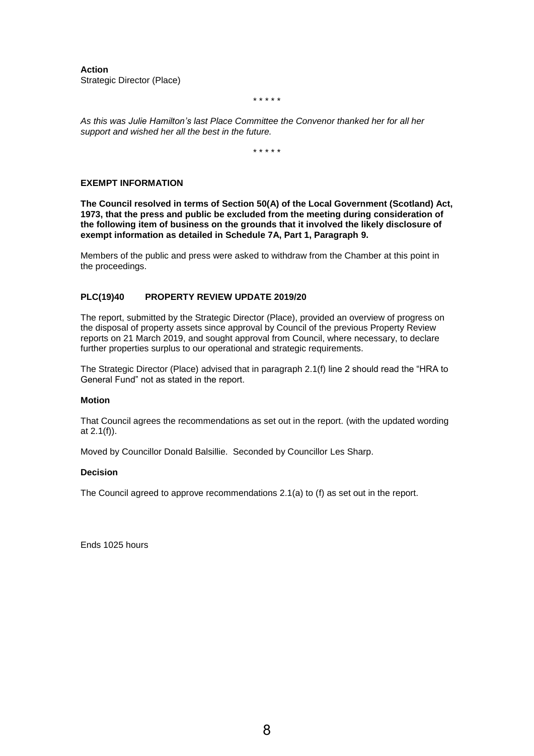**Action**
Strategic Director (Place)

\* \* \* \* \*

*As this was Julie Hamilton's last Place Committee the Convenor thanked her for all her support and wished her all the best in the future.*

\* \* \* \* \*

**EXEMPT INFORMATION**

**The Council resolved in terms of Section 50(A) of the Local Government (Scotland) Act, 1973, that the press and public be excluded from the meeting during consideration of the following item of business on the grounds that it involved the likely disclosure of exempt information as detailed in Schedule 7A, Part 1, Paragraph 9.**

Members of the public and press were asked to withdraw from the Chamber at this point in the proceedings.

**PLC(19)40 PROPERTY REVIEW UPDATE 2019/20**

The report, submitted by the Strategic Director (Place), provided an overview of progress on the disposal of property assets since approval by Council of the previous Property Review reports on 21 March 2019, and sought approval from Council, where necessary, to declare further properties surplus to our operational and strategic requirements.

The Strategic Director (Place) advised that in paragraph 2.1(f) line 2 should read the "HRA to General Fund" not as stated in the report.

**Motion**

That Council agrees the recommendations as set out in the report. (with the updated wording at 2.1(f)).

Moved by Councillor Donald Balsillie. Seconded by Councillor Les Sharp.

**Decision**

The Council agreed to approve recommendations 2.1(a) to (f) as set out in the report.

Ends 1025 hours